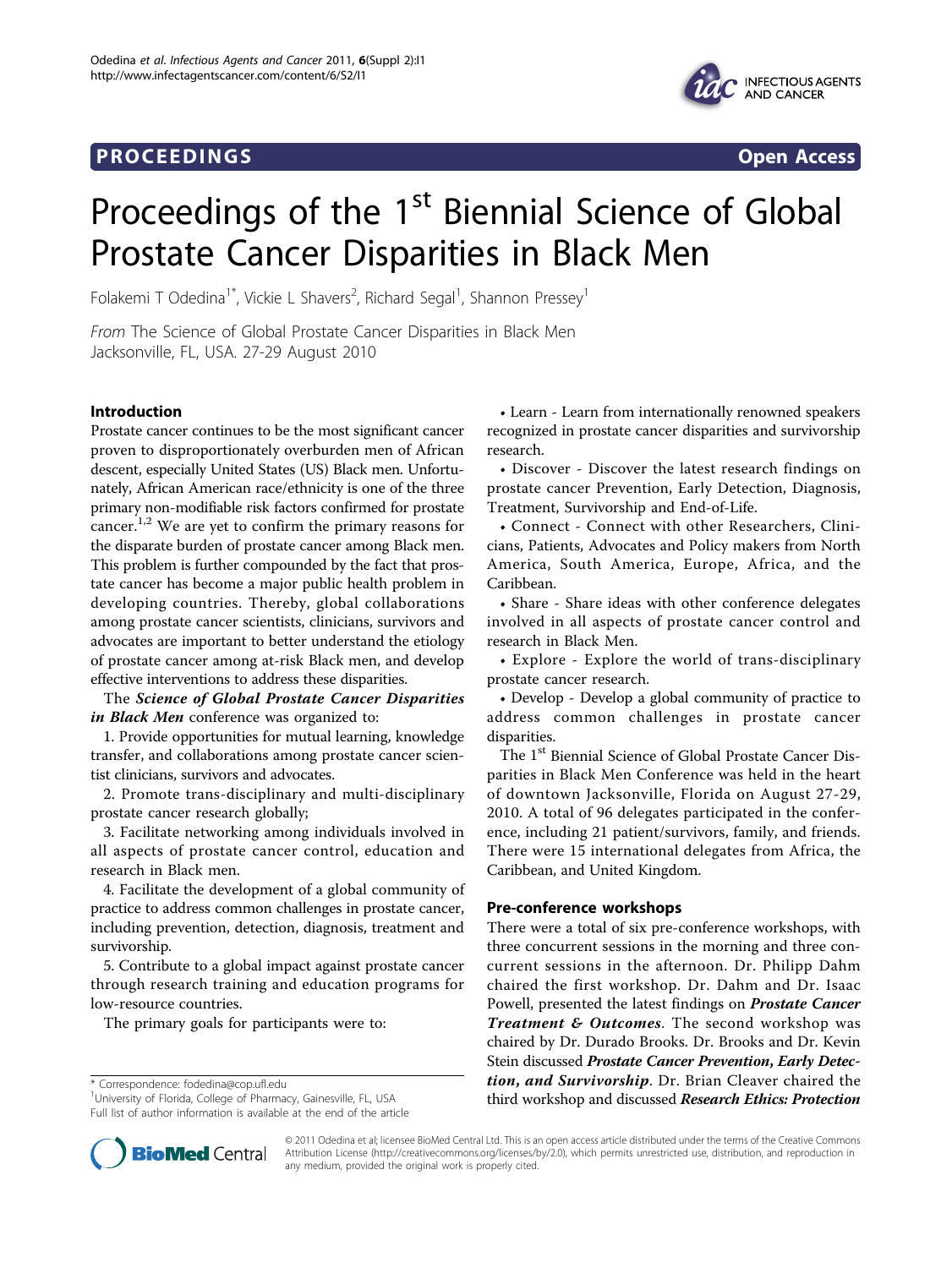PROCEEDINGS **Open Access**

# Proceedings of the 1st Biennial Science of Global Prostate Cancer Disparities in Black Men

Folakemi T Odedina[1*], Vickie L Shavers[2], Richard Segal[1], Shannon Pressey[1]

*From* The Science of Global Prostate Cancer Disparities in Black Men
Jacksonville, FL, USA. 27-29 August 2010

## Introduction

Prostate cancer continues to be the most significant cancer proven to disproportionately overburden men of African descent, especially United States (US) Black men. Unfortunately, African American race/ethnicity is one of the three primary non-modifiable risk factors confirmed for prostate cancer.[1,2] We are yet to confirm the primary reasons for the disparate burden of prostate cancer among Black men. This problem is further compounded by the fact that prostate cancer has become a major public health problem in developing countries. Thereby, global collaborations among prostate cancer scientists, clinicians, survivors and advocates are important to better understand the etiology of prostate cancer among at-risk Black men, and develop effective interventions to address these disparities.

The ***Science of Global Prostate Cancer Disparities in Black Men*** conference was organized to:

1. Provide opportunities for mutual learning, knowledge transfer, and collaborations among prostate cancer scientist clinicians, survivors and advocates.
2. Promote trans-disciplinary and multi-disciplinary prostate cancer research globally;
3. Facilitate networking among individuals involved in all aspects of prostate cancer control, education and research in Black men.
4. Facilitate the development of a global community of practice to address common challenges in prostate cancer, including prevention, detection, diagnosis, treatment and survivorship.
5. Contribute to a global impact against prostate cancer through research training and education programs for low-resource countries.

The primary goals for participants were to:

- Learn - Learn from internationally renowned speakers recognized in prostate cancer disparities and survivorship research.
- Discover - Discover the latest research findings on prostate cancer Prevention, Early Detection, Diagnosis, Treatment, Survivorship and End-of-Life.
- Connect - Connect with other Researchers, Clinicians, Patients, Advocates and Policy makers from North America, South America, Europe, Africa, and the Caribbean.
- Share - Share ideas with other conference delegates involved in all aspects of prostate cancer control and research in Black Men.
- Explore - Explore the world of trans-disciplinary prostate cancer research.
- Develop - Develop a global community of practice to address common challenges in prostate cancer disparities.

The 1st Biennial Science of Global Prostate Cancer Disparities in Black Men Conference was held in the heart of downtown Jacksonville, Florida on August 27-29, 2010. A total of 96 delegates participated in the conference, including 21 patient/survivors, family, and friends. There were 15 international delegates from Africa, the Caribbean, and United Kingdom.

## Pre-conference workshops

There were a total of six pre-conference workshops, with three concurrent sessions in the morning and three concurrent sessions in the afternoon. Dr. Philipp Dahm chaired the first workshop. Dr. Dahm and Dr. Isaac Powell, presented the latest findings on ***Prostate Cancer Treatment & Outcomes***. The second workshop was chaired by Dr. Durado Brooks. Dr. Brooks and Dr. Kevin Stein discussed ***Prostate Cancer Prevention, Early Detection, and Survivorship***. Dr. Brian Cleaver chaired the third workshop and discussed ***Research Ethics: Protection***

\* Correspondence: fodedina@cop.ufl.edu
[1]University of Florida, College of Pharmacy, Gainesville, FL, USA
Full list of author information is available at the end of the article

© 2011 Odedina et al; licensee BioMed Central Ltd. This is an open access article distributed under the terms of the Creative Commons Attribution License (http://creativecommons.org/licenses/by/2.0), which permits unrestricted use, distribution, and reproduction in any medium, provided the original work is properly cited.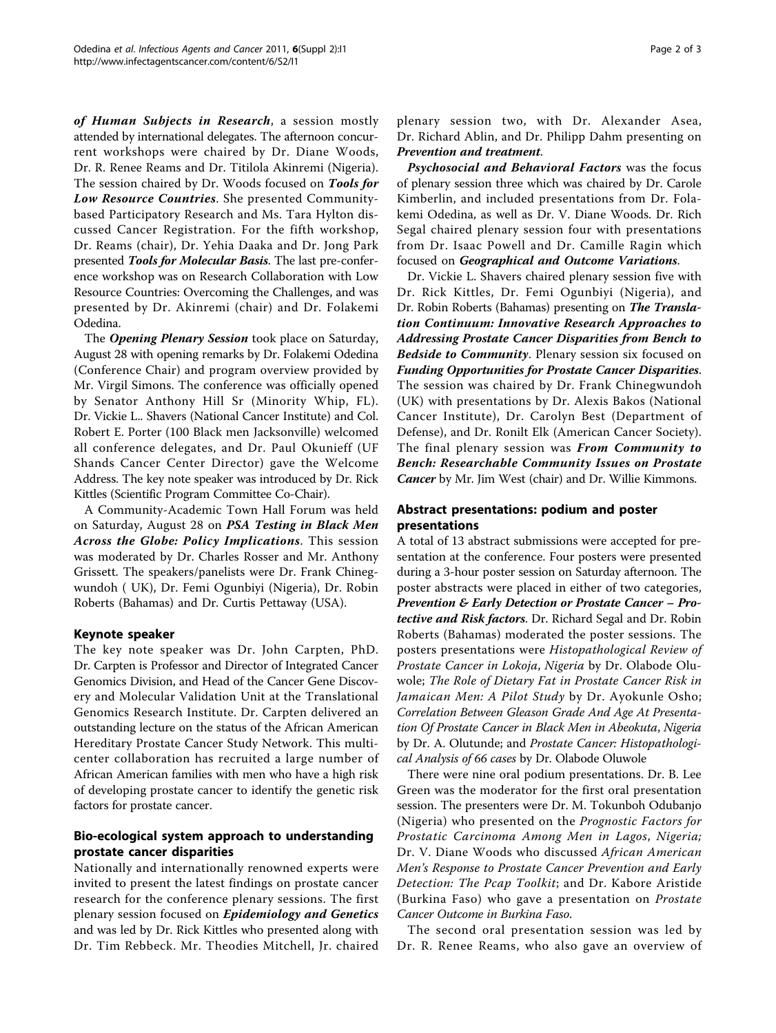***of Human Subjects in Research***, a session mostly attended by international delegates. The afternoon concurrent workshops were chaired by Dr. Diane Woods, Dr. R. Renee Reams and Dr. Titilola Akinremi (Nigeria). The session chaired by Dr. Woods focused on ***Tools for Low Resource Countries***. She presented Community-based Participatory Research and Ms. Tara Hylton discussed Cancer Registration. For the fifth workshop, Dr. Reams (chair), Dr. Yehia Daaka and Dr. Jong Park presented ***Tools for Molecular Basis***. The last pre-conference workshop was on Research Collaboration with Low Resource Countries: Overcoming the Challenges, and was presented by Dr. Akinremi (chair) and Dr. Folakemi Odedina.

The ***Opening Plenary Session*** took place on Saturday, August 28 with opening remarks by Dr. Folakemi Odedina (Conference Chair) and program overview provided by Mr. Virgil Simons. The conference was officially opened by Senator Anthony Hill Sr (Minority Whip, FL). Dr. Vickie L.. Shavers (National Cancer Institute) and Col. Robert E. Porter (100 Black men Jacksonville) welcomed all conference delegates, and Dr. Paul Okunieff (UF Shands Cancer Center Director) gave the Welcome Address. The key note speaker was introduced by Dr. Rick Kittles (Scientific Program Committee Co-Chair).

A Community-Academic Town Hall Forum was held on Saturday, August 28 on ***PSA Testing in Black Men Across the Globe: Policy Implications***. This session was moderated by Dr. Charles Rosser and Mr. Anthony Grissett. The speakers/panelists were Dr. Frank Chinegwundoh ( UK), Dr. Femi Ogunbiyi (Nigeria), Dr. Robin Roberts (Bahamas) and Dr. Curtis Pettaway (USA).

## Keynote speaker

The key note speaker was Dr. John Carpten, PhD. Dr. Carpten is Professor and Director of Integrated Cancer Genomics Division, and Head of the Cancer Gene Discovery and Molecular Validation Unit at the Translational Genomics Research Institute. Dr. Carpten delivered an outstanding lecture on the status of the African American Hereditary Prostate Cancer Study Network. This multicenter collaboration has recruited a large number of African American families with men who have a high risk of developing prostate cancer to identify the genetic risk factors for prostate cancer.

## Bio-ecological system approach to understanding prostate cancer disparities

Nationally and internationally renowned experts were invited to present the latest findings on prostate cancer research for the conference plenary sessions. The first plenary session focused on ***Epidemiology and Genetics*** and was led by Dr. Rick Kittles who presented along with Dr. Tim Rebbeck. Mr. Theodies Mitchell, Jr. chaired plenary session two, with Dr. Alexander Asea, Dr. Richard Ablin, and Dr. Philipp Dahm presenting on ***Prevention and treatment***.

***Psychosocial and Behavioral Factors*** was the focus of plenary session three which was chaired by Dr. Carole Kimberlin, and included presentations from Dr. Folakemi Odedina, as well as Dr. V. Diane Woods. Dr. Rich Segal chaired plenary session four with presentations from Dr. Isaac Powell and Dr. Camille Ragin which focused on ***Geographical and Outcome Variations***.

Dr. Vickie L. Shavers chaired plenary session five with Dr. Rick Kittles, Dr. Femi Ogunbiyi (Nigeria), and Dr. Robin Roberts (Bahamas) presenting on ***The Translation Continuum: Innovative Research Approaches to Addressing Prostate Cancer Disparities from Bench to Bedside to Community***. Plenary session six focused on ***Funding Opportunities for Prostate Cancer Disparities***. The session was chaired by Dr. Frank Chinegwundoh (UK) with presentations by Dr. Alexis Bakos (National Cancer Institute), Dr. Carolyn Best (Department of Defense), and Dr. Ronilt Elk (American Cancer Society). The final plenary session was ***From Community to Bench: Researchable Community Issues on Prostate Cancer*** by Mr. Jim West (chair) and Dr. Willie Kimmons.

## Abstract presentations: podium and poster presentations

A total of 13 abstract submissions were accepted for presentation at the conference. Four posters were presented during a 3-hour poster session on Saturday afternoon. The poster abstracts were placed in either of two categories, ***Prevention & Early Detection or Prostate Cancer – Protective and Risk factors***. Dr. Richard Segal and Dr. Robin Roberts (Bahamas) moderated the poster sessions. The posters presentations were *Histopathological Review of Prostate Cancer in Lokoja*, *Nigeria* by Dr. Olabode Oluwole; *The Role of Dietary Fat in Prostate Cancer Risk in Jamaican Men: A Pilot Study* by Dr. Ayokunle Osho; *Correlation Between Gleason Grade And Age At Presentation Of Prostate Cancer in Black Men in Abeokuta*, *Nigeria* by Dr. A. Olutunde; and *Prostate Cancer: Histopathological Analysis of 66 cases* by Dr. Olabode Oluwole

There were nine oral podium presentations. Dr. B. Lee Green was the moderator for the first oral presentation session. The presenters were Dr. M. Tokunboh Odubanjo (Nigeria) who presented on the *Prognostic Factors for Prostatic Carcinoma Among Men in Lagos*, *Nigeria;* Dr. V. Diane Woods who discussed *African American Men's Response to Prostate Cancer Prevention and Early Detection: The Pcap Toolkit*; and Dr. Kabore Aristide (Burkina Faso) who gave a presentation on *Prostate Cancer Outcome in Burkina Faso*.

The second oral presentation session was led by Dr. R. Renee Reams, who also gave an overview of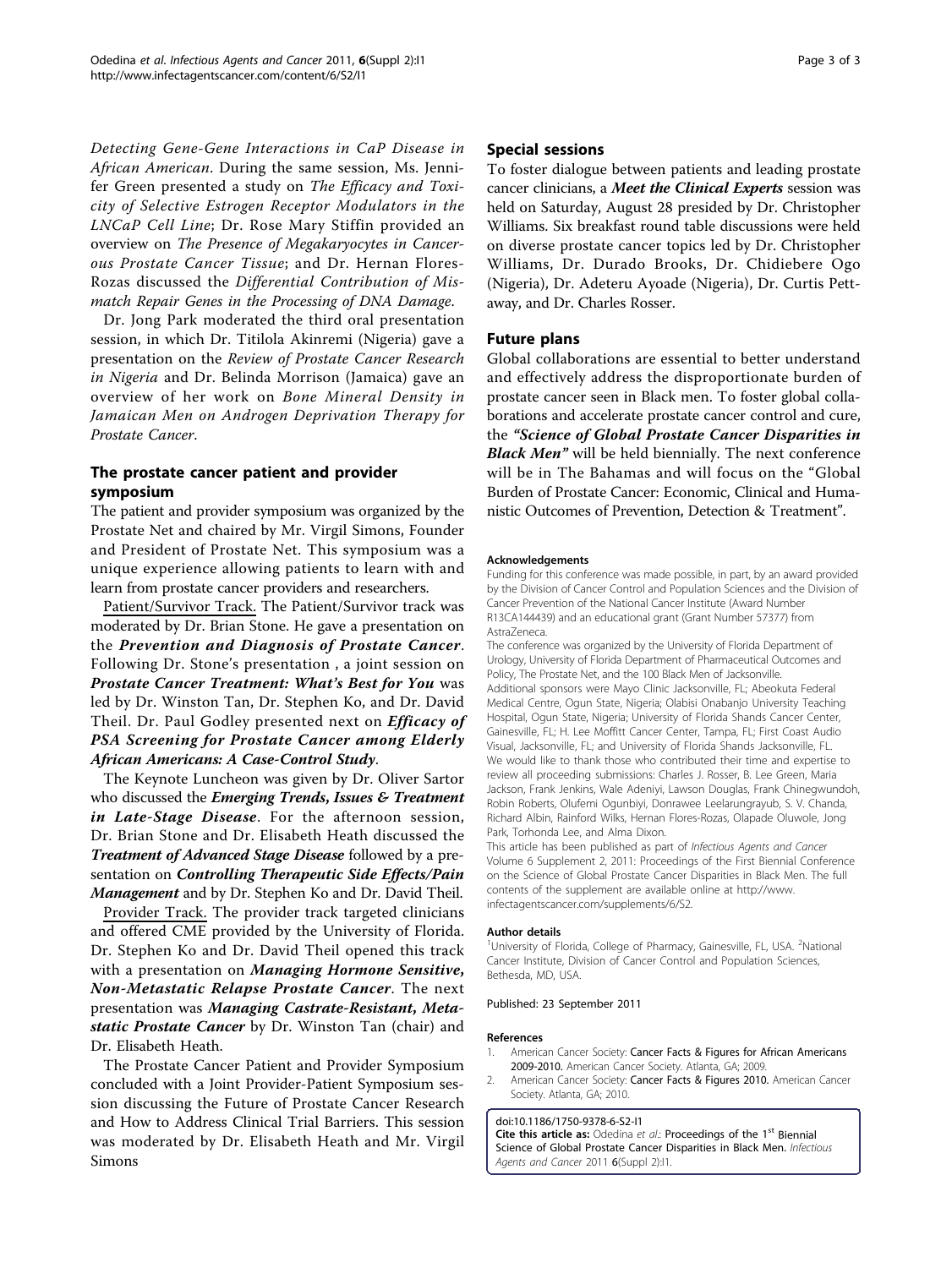*Detecting Gene-Gene Interactions in CaP Disease in African American*. During the same session, Ms. Jennifer Green presented a study on *The Efficacy and Toxicity of Selective Estrogen Receptor Modulators in the LNCaP Cell Line*; Dr. Rose Mary Stiffin provided an overview on *The Presence of Megakaryocytes in Cancerous Prostate Cancer Tissue*; and Dr. Hernan Flores-Rozas discussed the *Differential Contribution of Mismatch Repair Genes in the Processing of DNA Damage*.

Dr. Jong Park moderated the third oral presentation session, in which Dr. Titilola Akinremi (Nigeria) gave a presentation on the *Review of Prostate Cancer Research in Nigeria* and Dr. Belinda Morrison (Jamaica) gave an overview of her work on *Bone Mineral Density in Jamaican Men on Androgen Deprivation Therapy for Prostate Cancer*.

## The prostate cancer patient and provider symposium

The patient and provider symposium was organized by the Prostate Net and chaired by Mr. Virgil Simons, Founder and President of Prostate Net. This symposium was a unique experience allowing patients to learn with and learn from prostate cancer providers and researchers.

Patient/Survivor Track. The Patient/Survivor track was moderated by Dr. Brian Stone. He gave a presentation on the ***Prevention and Diagnosis of Prostate Cancer***. Following Dr. Stone's presentation , a joint session on ***Prostate Cancer Treatment: What's Best for You*** was led by Dr. Winston Tan, Dr. Stephen Ko, and Dr. David Theil. Dr. Paul Godley presented next on ***Efficacy of PSA Screening for Prostate Cancer among Elderly African Americans: A Case-Control Study***.

The Keynote Luncheon was given by Dr. Oliver Sartor who discussed the ***Emerging Trends, Issues & Treatment in Late-Stage Disease***. For the afternoon session, Dr. Brian Stone and Dr. Elisabeth Heath discussed the ***Treatment of Advanced Stage Disease*** followed by a presentation on ***Controlling Therapeutic Side Effects/Pain Management*** and by Dr. Stephen Ko and Dr. David Theil.

Provider Track. The provider track targeted clinicians and offered CME provided by the University of Florida. Dr. Stephen Ko and Dr. David Theil opened this track with a presentation on ***Managing Hormone Sensitive, Non-Metastatic Relapse Prostate Cancer***. The next presentation was ***Managing Castrate-Resistant, Metastatic Prostate Cancer*** by Dr. Winston Tan (chair) and Dr. Elisabeth Heath.

The Prostate Cancer Patient and Provider Symposium concluded with a Joint Provider-Patient Symposium session discussing the Future of Prostate Cancer Research and How to Address Clinical Trial Barriers. This session was moderated by Dr. Elisabeth Heath and Mr. Virgil Simons

## Special sessions

To foster dialogue between patients and leading prostate cancer clinicians, a ***Meet the Clinical Experts*** session was held on Saturday, August 28 presided by Dr. Christopher Williams. Six breakfast round table discussions were held on diverse prostate cancer topics led by Dr. Christopher Williams, Dr. Durado Brooks, Dr. Chidiebere Ogo (Nigeria), Dr. Adeteru Ayoade (Nigeria), Dr. Curtis Pettaway, and Dr. Charles Rosser.

## Future plans

Global collaborations are essential to better understand and effectively address the disproportionate burden of prostate cancer seen in Black men. To foster global collaborations and accelerate prostate cancer control and cure, the ***"Science of Global Prostate Cancer Disparities in Black Men"*** will be held biennially. The next conference will be in The Bahamas and will focus on the "Global Burden of Prostate Cancer: Economic, Clinical and Humanistic Outcomes of Prevention, Detection & Treatment".

#### Acknowledgements

Funding for this conference was made possible, in part, by an award provided by the Division of Cancer Control and Population Sciences and the Division of Cancer Prevention of the National Cancer Institute (Award Number R13CA144439) and an educational grant (Grant Number 57377) from AstraZeneca.

The conference was organized by the University of Florida Department of Urology, University of Florida Department of Pharmaceutical Outcomes and Policy, The Prostate Net, and the 100 Black Men of Jacksonville.

Additional sponsors were Mayo Clinic Jacksonville, FL; Abeokuta Federal Medical Centre, Ogun State, Nigeria; Olabisi Onabanjo University Teaching Hospital, Ogun State, Nigeria; University of Florida Shands Cancer Center, Gainesville, FL; H. Lee Moffitt Cancer Center, Tampa, FL; First Coast Audio Visual, Jacksonville, FL; and University of Florida Shands Jacksonville, FL.

We would like to thank those who contributed their time and expertise to review all proceeding submissions: Charles J. Rosser, B. Lee Green, Maria Jackson, Frank Jenkins, Wale Adeniyi, Lawson Douglas, Frank Chinegwundoh, Robin Roberts, Olufemi Ogunbiyi, Donrawee Leelarungrayub, S. V. Chanda, Richard Albin, Rainford Wilks, Hernan Flores-Rozas, Olapade Oluwole, Jong Park, Torhonda Lee, and Alma Dixon.

This article has been published as part of *Infectious Agents and Cancer* Volume 6 Supplement 2, 2011: Proceedings of the First Biennial Conference on the Science of Global Prostate Cancer Disparities in Black Men. The full contents of the supplement are available online at http://www.infectagentscancer.com/supplements/6/S2.

#### Author details

[1]University of Florida, College of Pharmacy, Gainesville, FL, USA. [2]National Cancer Institute, Division of Cancer Control and Population Sciences, Bethesda, MD, USA.

Published: 23 September 2011

#### References

1. American Cancer Society: **Cancer Facts & Figures for African Americans 2009-2010.** American Cancer Society. Atlanta, GA; 2009.
2. American Cancer Society: **Cancer Facts & Figures 2010.** American Cancer Society. Atlanta, GA; 2010.

doi:10.1186/1750-9378-6-S2-I1

**Cite this article as:** Odedina *et al.*: **Proceedings of the 1st Biennial Science of Global Prostate Cancer Disparities in Black Men.** *Infectious Agents and Cancer* 2011 **6**(Suppl 2):I1.